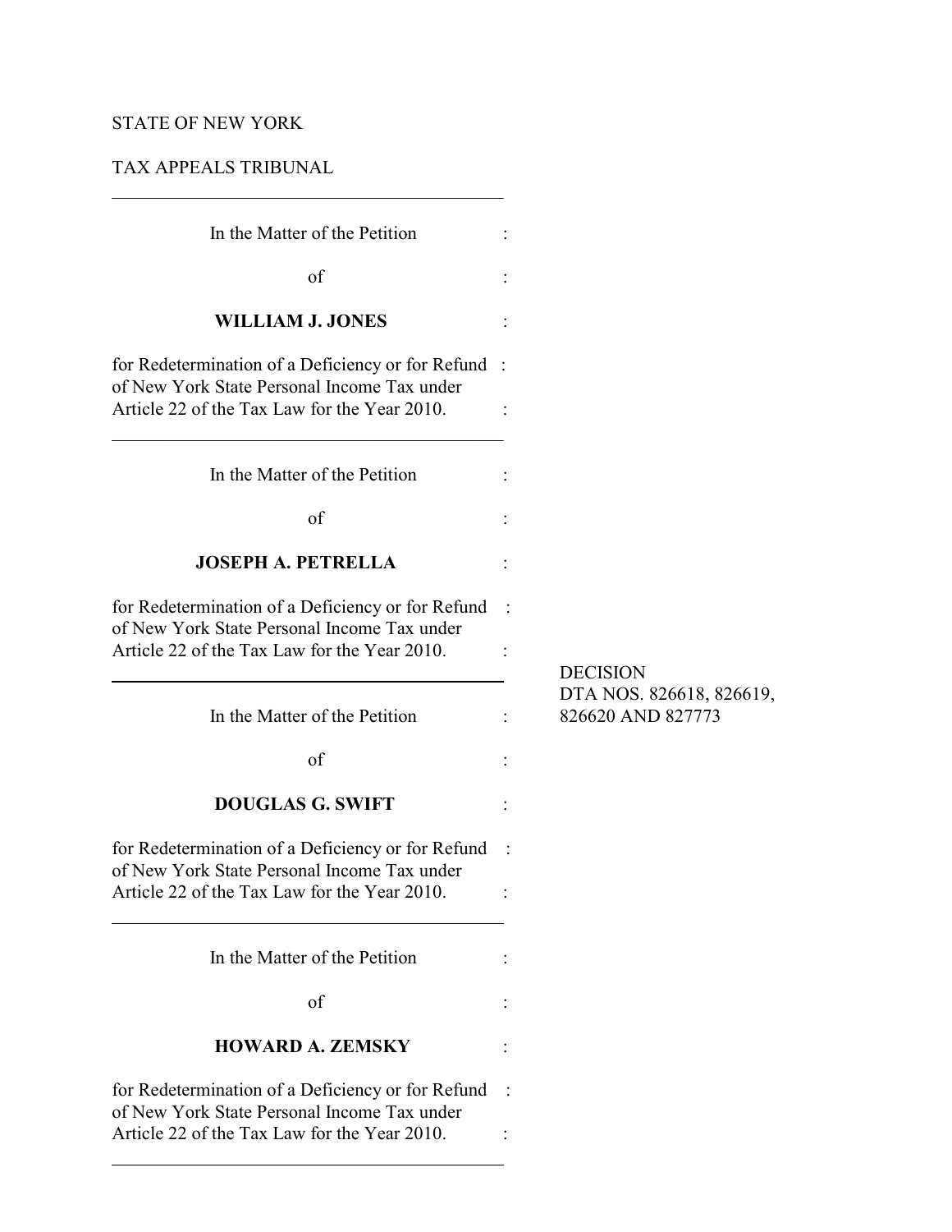STATE OF NEW YORK

TAX APPEALS TRIBUNAL

---

In the Matter of the Petition :

of :

**WILLIAM J. JONES** :

for Redetermination of a Deficiency or for Refund :
of New York State Personal Income Tax under
Article 22 of the Tax Law for the Year 2010. :

---

In the Matter of the Petition :

of :

**JOSEPH A. PETRELLA** :

for Redetermination of a Deficiency or for Refund :
of New York State Personal Income Tax under
Article 22 of the Tax Law for the Year 2010. :

---

In the Matter of the Petition :

of :

**DOUGLAS G. SWIFT** :

for Redetermination of a Deficiency or for Refund :
of New York State Personal Income Tax under
Article 22 of the Tax Law for the Year 2010. :

---

In the Matter of the Petition :

of :

**HOWARD A. ZEMSKY** :

for Redetermination of a Deficiency or for Refund :
of New York State Personal Income Tax under
Article 22 of the Tax Law for the Year 2010. :

---

DECISION
DTA NOS. 826618, 826619, 826620 AND 827773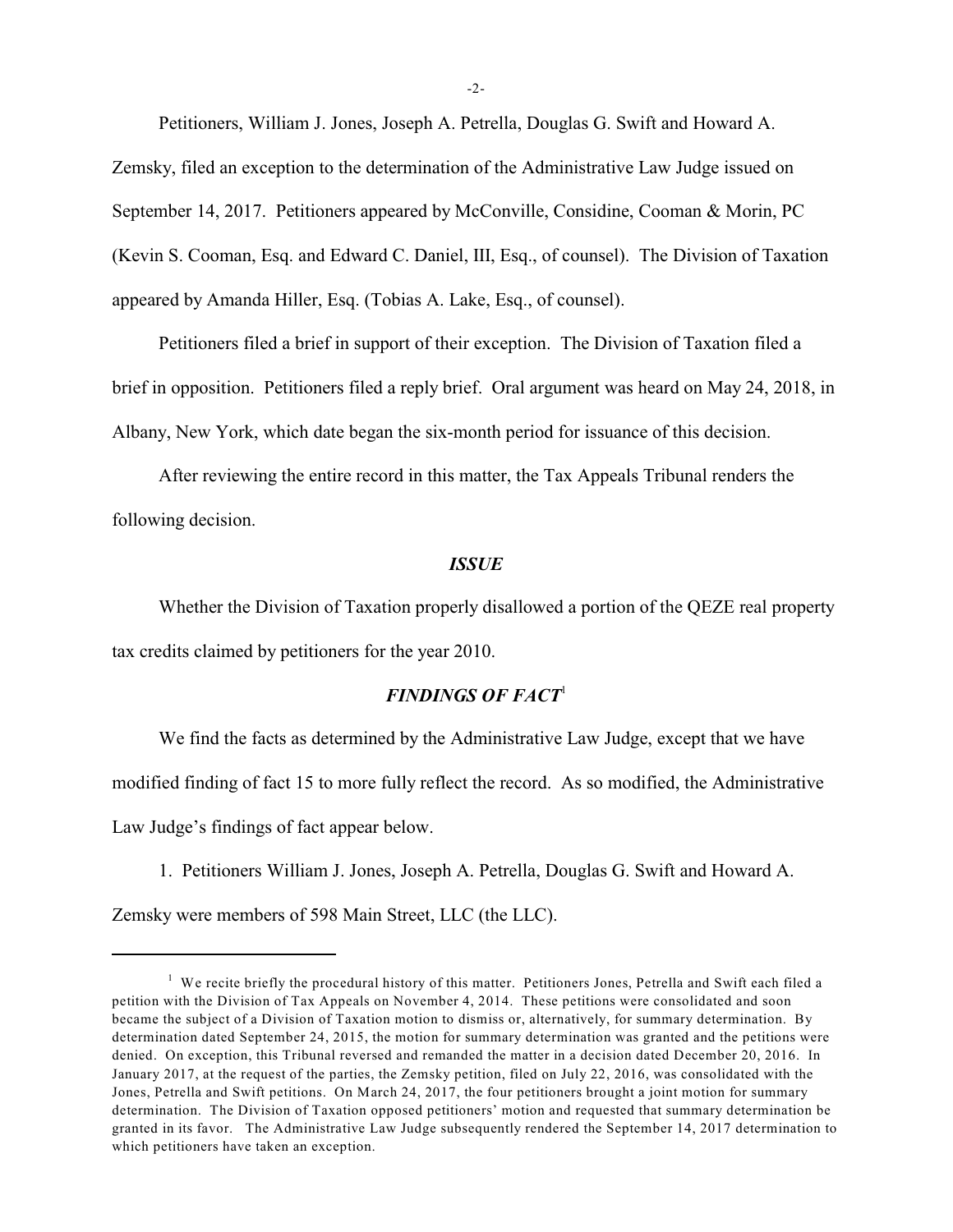Petitioners, William J. Jones, Joseph A. Petrella, Douglas G. Swift and Howard A. Zemsky, filed an exception to the determination of the Administrative Law Judge issued on September 14, 2017. Petitioners appeared by McConville, Considine, Cooman & Morin, PC (Kevin S. Cooman, Esq. and Edward C. Daniel, III, Esq., of counsel). The Division of Taxation appeared by Amanda Hiller, Esq. (Tobias A. Lake, Esq., of counsel).

Petitioners filed a brief in support of their exception. The Division of Taxation filed a brief in opposition. Petitioners filed a reply brief. Oral argument was heard on May 24, 2018, in Albany, New York, which date began the six-month period for issuance of this decision.

After reviewing the entire record in this matter, the Tax Appeals Tribunal renders the following decision.

## *ISSUE*

Whether the Division of Taxation properly disallowed a portion of the QEZE real property tax credits claimed by petitioners for the year 2010.

## *FINDINGS OF FACT*[1]

We find the facts as determined by the Administrative Law Judge, except that we have modified finding of fact 15 to more fully reflect the record. As so modified, the Administrative Law Judge's findings of fact appear below.

1. Petitioners William J. Jones, Joseph A. Petrella, Douglas G. Swift and Howard A. Zemsky were members of 598 Main Street, LLC (the LLC).

---

[1] We recite briefly the procedural history of this matter. Petitioners Jones, Petrella and Swift each filed a petition with the Division of Tax Appeals on November 4, 2014. These petitions were consolidated and soon became the subject of a Division of Taxation motion to dismiss or, alternatively, for summary determination. By determination dated September 24, 2015, the motion for summary determination was granted and the petitions were denied. On exception, this Tribunal reversed and remanded the matter in a decision dated December 20, 2016. In January 2017, at the request of the parties, the Zemsky petition, filed on July 22, 2016, was consolidated with the Jones, Petrella and Swift petitions. On March 24, 2017, the four petitioners brought a joint motion for summary determination. The Division of Taxation opposed petitioners' motion and requested that summary determination be granted in its favor. The Administrative Law Judge subsequently rendered the September 14, 2017 determination to which petitioners have taken an exception.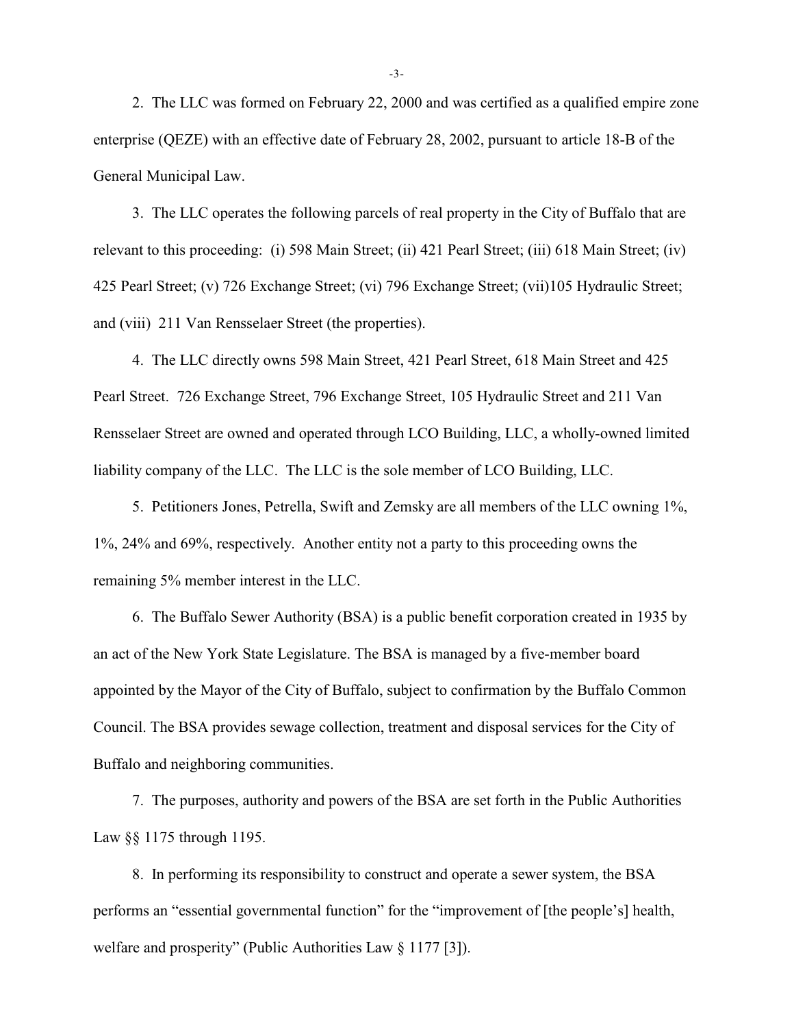2. The LLC was formed on February 22, 2000 and was certified as a qualified empire zone enterprise (QEZE) with an effective date of February 28, 2002, pursuant to article 18-B of the General Municipal Law.

3. The LLC operates the following parcels of real property in the City of Buffalo that are relevant to this proceeding: (i) 598 Main Street; (ii) 421 Pearl Street; (iii) 618 Main Street; (iv) 425 Pearl Street; (v) 726 Exchange Street; (vi) 796 Exchange Street; (vii)105 Hydraulic Street; and (viii) 211 Van Rensselaer Street (the properties).

4. The LLC directly owns 598 Main Street, 421 Pearl Street, 618 Main Street and 425 Pearl Street. 726 Exchange Street, 796 Exchange Street, 105 Hydraulic Street and 211 Van Rensselaer Street are owned and operated through LCO Building, LLC, a wholly-owned limited liability company of the LLC. The LLC is the sole member of LCO Building, LLC.

5. Petitioners Jones, Petrella, Swift and Zemsky are all members of the LLC owning 1%, 1%, 24% and 69%, respectively. Another entity not a party to this proceeding owns the remaining 5% member interest in the LLC.

6. The Buffalo Sewer Authority (BSA) is a public benefit corporation created in 1935 by an act of the New York State Legislature. The BSA is managed by a five-member board appointed by the Mayor of the City of Buffalo, subject to confirmation by the Buffalo Common Council. The BSA provides sewage collection, treatment and disposal services for the City of Buffalo and neighboring communities.

7. The purposes, authority and powers of the BSA are set forth in the Public Authorities Law §§ 1175 through 1195.

8. In performing its responsibility to construct and operate a sewer system, the BSA performs an "essential governmental function" for the "improvement of [the people's] health, welfare and prosperity" (Public Authorities Law § 1177 [3]).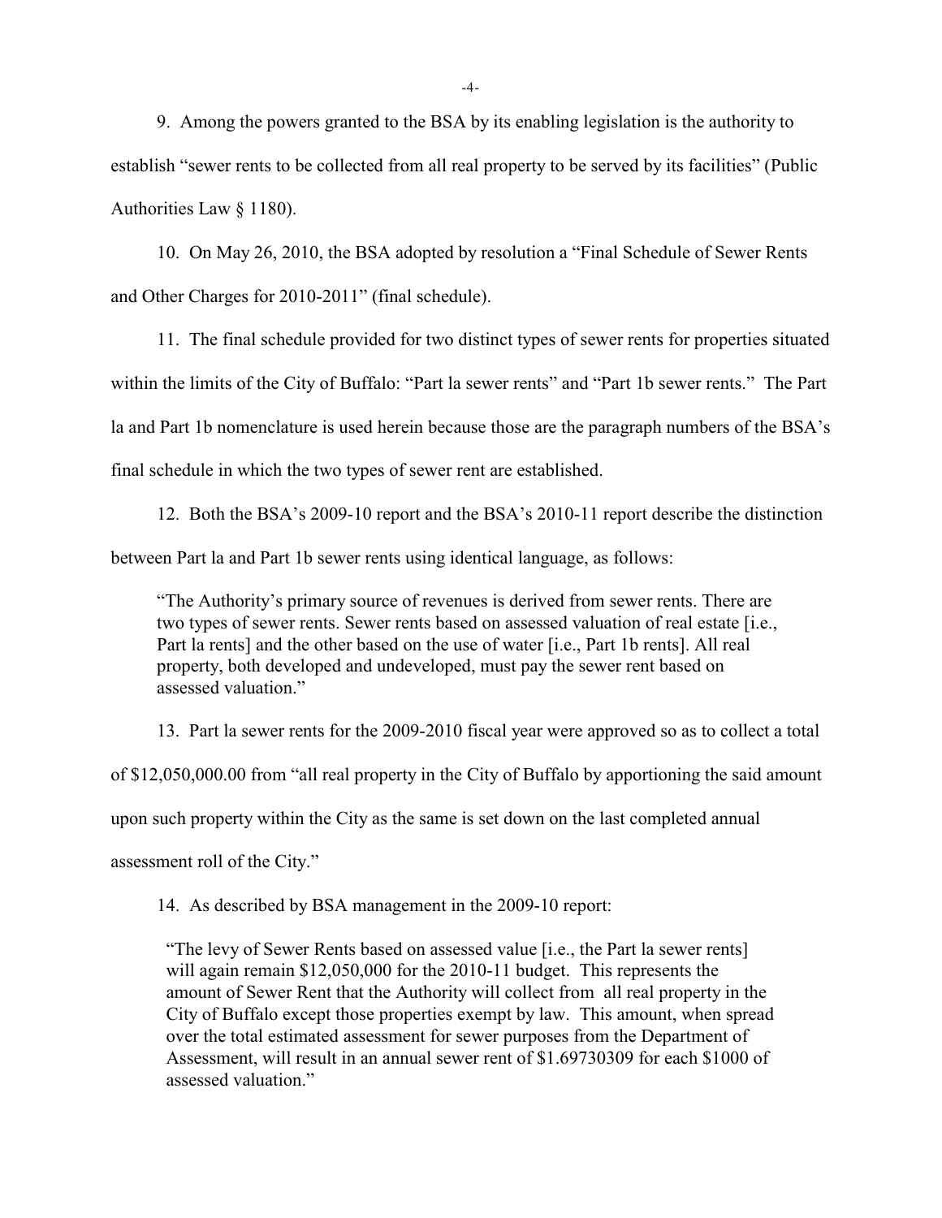9. Among the powers granted to the BSA by its enabling legislation is the authority to establish "sewer rents to be collected from all real property to be served by its facilities" (Public Authorities Law § 1180).

10. On May 26, 2010, the BSA adopted by resolution a "Final Schedule of Sewer Rents and Other Charges for 2010-2011" (final schedule).

11. The final schedule provided for two distinct types of sewer rents for properties situated within the limits of the City of Buffalo: "Part la sewer rents" and "Part 1b sewer rents." The Part la and Part 1b nomenclature is used herein because those are the paragraph numbers of the BSA's final schedule in which the two types of sewer rent are established.

12. Both the BSA's 2009-10 report and the BSA's 2010-11 report describe the distinction between Part la and Part 1b sewer rents using identical language, as follows:

> "The Authority's primary source of revenues is derived from sewer rents. There are two types of sewer rents. Sewer rents based on assessed valuation of real estate [i.e., Part la rents] and the other based on the use of water [i.e., Part 1b rents]. All real property, both developed and undeveloped, must pay the sewer rent based on assessed valuation."

13. Part la sewer rents for the 2009-2010 fiscal year were approved so as to collect a total of $12,050,000.00 from "all real property in the City of Buffalo by apportioning the said amount upon such property within the City as the same is set down on the last completed annual assessment roll of the City."

14. As described by BSA management in the 2009-10 report:

> "The levy of Sewer Rents based on assessed value [i.e., the Part la sewer rents] will again remain $12,050,000 for the 2010-11 budget. This represents the amount of Sewer Rent that the Authority will collect from all real property in the City of Buffalo except those properties exempt by law. This amount, when spread over the total estimated assessment for sewer purposes from the Department of Assessment, will result in an annual sewer rent of $1.69730309 for each $1000 of assessed valuation."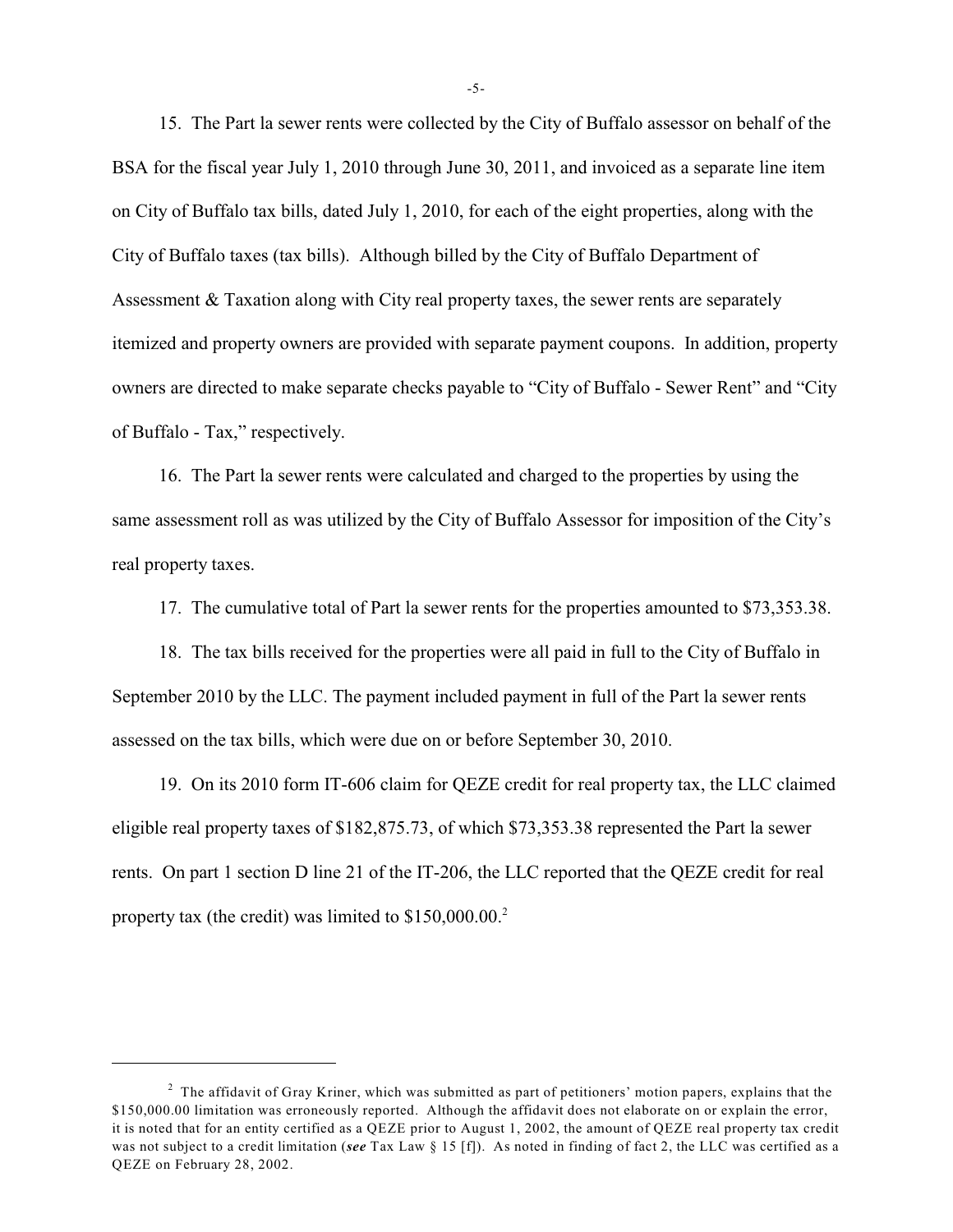15. The Part la sewer rents were collected by the City of Buffalo assessor on behalf of the BSA for the fiscal year July 1, 2010 through June 30, 2011, and invoiced as a separate line item on City of Buffalo tax bills, dated July 1, 2010, for each of the eight properties, along with the City of Buffalo taxes (tax bills). Although billed by the City of Buffalo Department of Assessment & Taxation along with City real property taxes, the sewer rents are separately itemized and property owners are provided with separate payment coupons. In addition, property owners are directed to make separate checks payable to "City of Buffalo - Sewer Rent" and "City of Buffalo - Tax," respectively.

16. The Part la sewer rents were calculated and charged to the properties by using the same assessment roll as was utilized by the City of Buffalo Assessor for imposition of the City's real property taxes.

17. The cumulative total of Part la sewer rents for the properties amounted to $73,353.38.

18. The tax bills received for the properties were all paid in full to the City of Buffalo in September 2010 by the LLC. The payment included payment in full of the Part la sewer rents assessed on the tax bills, which were due on or before September 30, 2010.

19. On its 2010 form IT-606 claim for QEZE credit for real property tax, the LLC claimed eligible real property taxes of $182,875.73, of which $73,353.38 represented the Part la sewer rents. On part 1 section D line 21 of the IT-206, the LLC reported that the QEZE credit for real property tax (the credit) was limited to $150,000.00.[2]

---

[2] The affidavit of Gray Kriner, which was submitted as part of petitioners' motion papers, explains that the $150,000.00 limitation was erroneously reported. Although the affidavit does not elaborate on or explain the error, it is noted that for an entity certified as a QEZE prior to August 1, 2002, the amount of QEZE real property tax credit was not subject to a credit limitation (***see*** Tax Law § 15 [f]). As noted in finding of fact 2, the LLC was certified as a QEZE on February 28, 2002.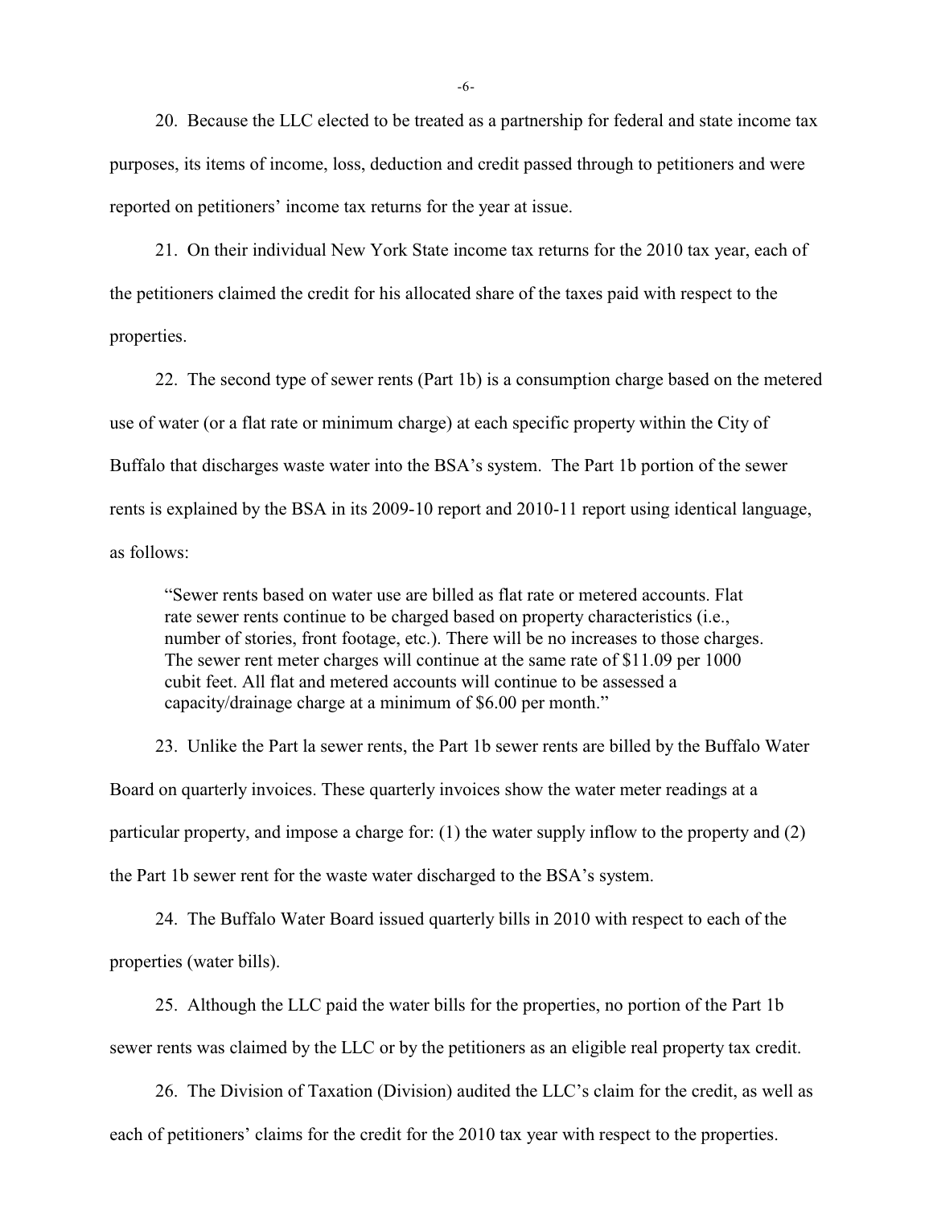20. Because the LLC elected to be treated as a partnership for federal and state income tax purposes, its items of income, loss, deduction and credit passed through to petitioners and were reported on petitioners' income tax returns for the year at issue.

21. On their individual New York State income tax returns for the 2010 tax year, each of the petitioners claimed the credit for his allocated share of the taxes paid with respect to the properties.

22. The second type of sewer rents (Part 1b) is a consumption charge based on the metered use of water (or a flat rate or minimum charge) at each specific property within the City of Buffalo that discharges waste water into the BSA's system. The Part 1b portion of the sewer rents is explained by the BSA in its 2009-10 report and 2010-11 report using identical language, as follows:

> "Sewer rents based on water use are billed as flat rate or metered accounts. Flat rate sewer rents continue to be charged based on property characteristics (i.e., number of stories, front footage, etc.). There will be no increases to those charges. The sewer rent meter charges will continue at the same rate of $11.09 per 1000 cubit feet. All flat and metered accounts will continue to be assessed a capacity/drainage charge at a minimum of $6.00 per month."

23. Unlike the Part la sewer rents, the Part 1b sewer rents are billed by the Buffalo Water Board on quarterly invoices. These quarterly invoices show the water meter readings at a particular property, and impose a charge for: (1) the water supply inflow to the property and (2) the Part 1b sewer rent for the waste water discharged to the BSA's system.

24. The Buffalo Water Board issued quarterly bills in 2010 with respect to each of the properties (water bills).

25. Although the LLC paid the water bills for the properties, no portion of the Part 1b sewer rents was claimed by the LLC or by the petitioners as an eligible real property tax credit.

26. The Division of Taxation (Division) audited the LLC's claim for the credit, as well as each of petitioners' claims for the credit for the 2010 tax year with respect to the properties.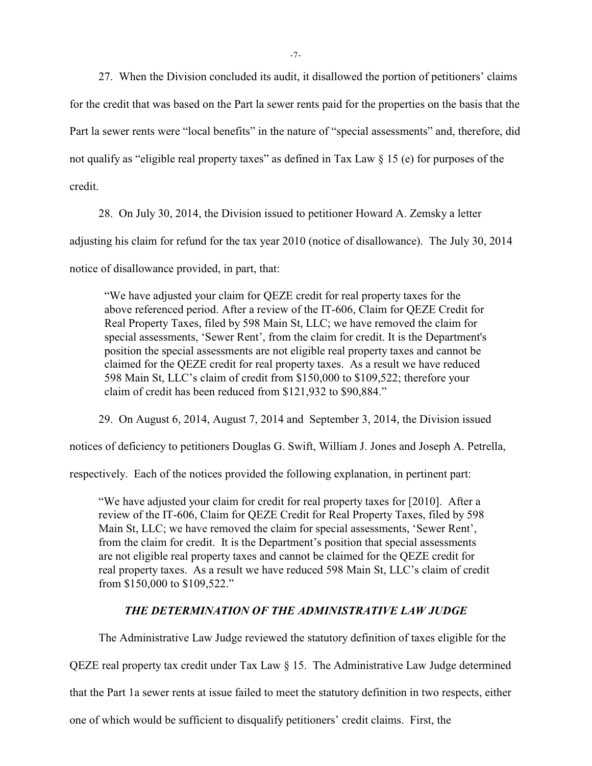27. When the Division concluded its audit, it disallowed the portion of petitioners' claims for the credit that was based on the Part la sewer rents paid for the properties on the basis that the Part la sewer rents were "local benefits" in the nature of "special assessments" and, therefore, did not qualify as "eligible real property taxes" as defined in Tax Law § 15 (e) for purposes of the credit.

28. On July 30, 2014, the Division issued to petitioner Howard A. Zemsky a letter adjusting his claim for refund for the tax year 2010 (notice of disallowance). The July 30, 2014 notice of disallowance provided, in part, that:

> "We have adjusted your claim for QEZE credit for real property taxes for the above referenced period. After a review of the IT-606, Claim for QEZE Credit for Real Property Taxes, filed by 598 Main St, LLC; we have removed the claim for special assessments, 'Sewer Rent', from the claim for credit. It is the Department's position the special assessments are not eligible real property taxes and cannot be claimed for the QEZE credit for real property taxes. As a result we have reduced 598 Main St, LLC's claim of credit from $150,000 to $109,522; therefore your claim of credit has been reduced from $121,932 to $90,884."

29. On August 6, 2014, August 7, 2014 and September 3, 2014, the Division issued notices of deficiency to petitioners Douglas G. Swift, William J. Jones and Joseph A. Petrella, respectively. Each of the notices provided the following explanation, in pertinent part:

> "We have adjusted your claim for credit for real property taxes for [2010]. After a review of the IT-606, Claim for QEZE Credit for Real Property Taxes, filed by 598 Main St, LLC; we have removed the claim for special assessments, 'Sewer Rent', from the claim for credit. It is the Department's position that special assessments are not eligible real property taxes and cannot be claimed for the QEZE credit for real property taxes. As a result we have reduced 598 Main St, LLC's claim of credit from $150,000 to $109,522."

## *THE DETERMINATION OF THE ADMINISTRATIVE LAW JUDGE*

The Administrative Law Judge reviewed the statutory definition of taxes eligible for the QEZE real property tax credit under Tax Law § 15. The Administrative Law Judge determined that the Part 1a sewer rents at issue failed to meet the statutory definition in two respects, either one of which would be sufficient to disqualify petitioners' credit claims. First, the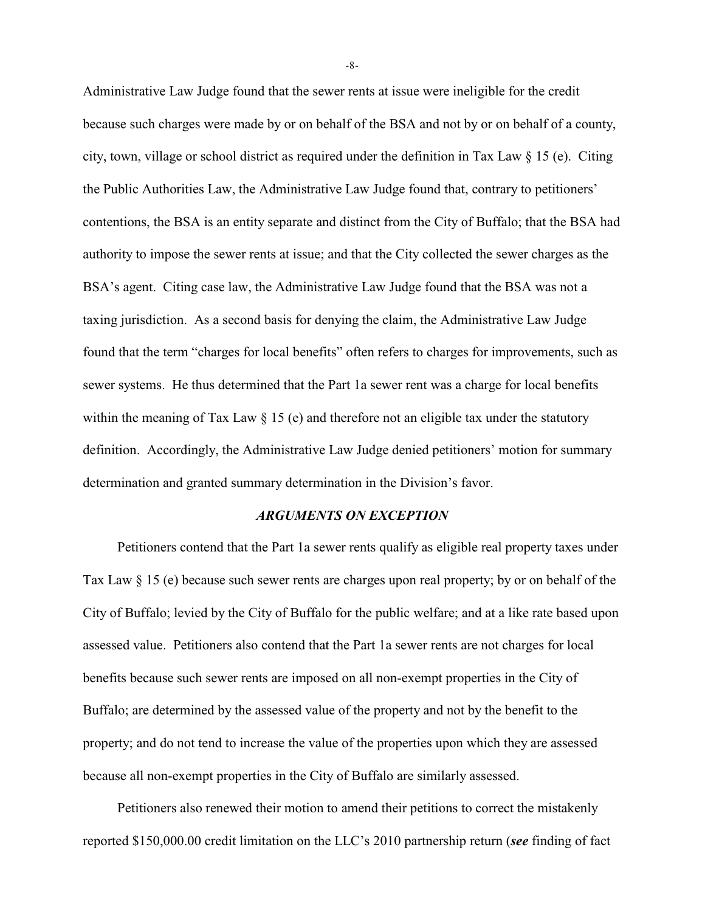Administrative Law Judge found that the sewer rents at issue were ineligible for the credit because such charges were made by or on behalf of the BSA and not by or on behalf of a county, city, town, village or school district as required under the definition in Tax Law § 15 (e). Citing the Public Authorities Law, the Administrative Law Judge found that, contrary to petitioners' contentions, the BSA is an entity separate and distinct from the City of Buffalo; that the BSA had authority to impose the sewer rents at issue; and that the City collected the sewer charges as the BSA's agent. Citing case law, the Administrative Law Judge found that the BSA was not a taxing jurisdiction. As a second basis for denying the claim, the Administrative Law Judge found that the term "charges for local benefits" often refers to charges for improvements, such as sewer systems. He thus determined that the Part 1a sewer rent was a charge for local benefits within the meaning of Tax Law § 15 (e) and therefore not an eligible tax under the statutory definition. Accordingly, the Administrative Law Judge denied petitioners' motion for summary determination and granted summary determination in the Division's favor.

### *ARGUMENTS ON EXCEPTION*

Petitioners contend that the Part 1a sewer rents qualify as eligible real property taxes under Tax Law § 15 (e) because such sewer rents are charges upon real property; by or on behalf of the City of Buffalo; levied by the City of Buffalo for the public welfare; and at a like rate based upon assessed value. Petitioners also contend that the Part 1a sewer rents are not charges for local benefits because such sewer rents are imposed on all non-exempt properties in the City of Buffalo; are determined by the assessed value of the property and not by the benefit to the property; and do not tend to increase the value of the properties upon which they are assessed because all non-exempt properties in the City of Buffalo are similarly assessed.

Petitioners also renewed their motion to amend their petitions to correct the mistakenly reported $150,000.00 credit limitation on the LLC's 2010 partnership return (***see*** finding of fact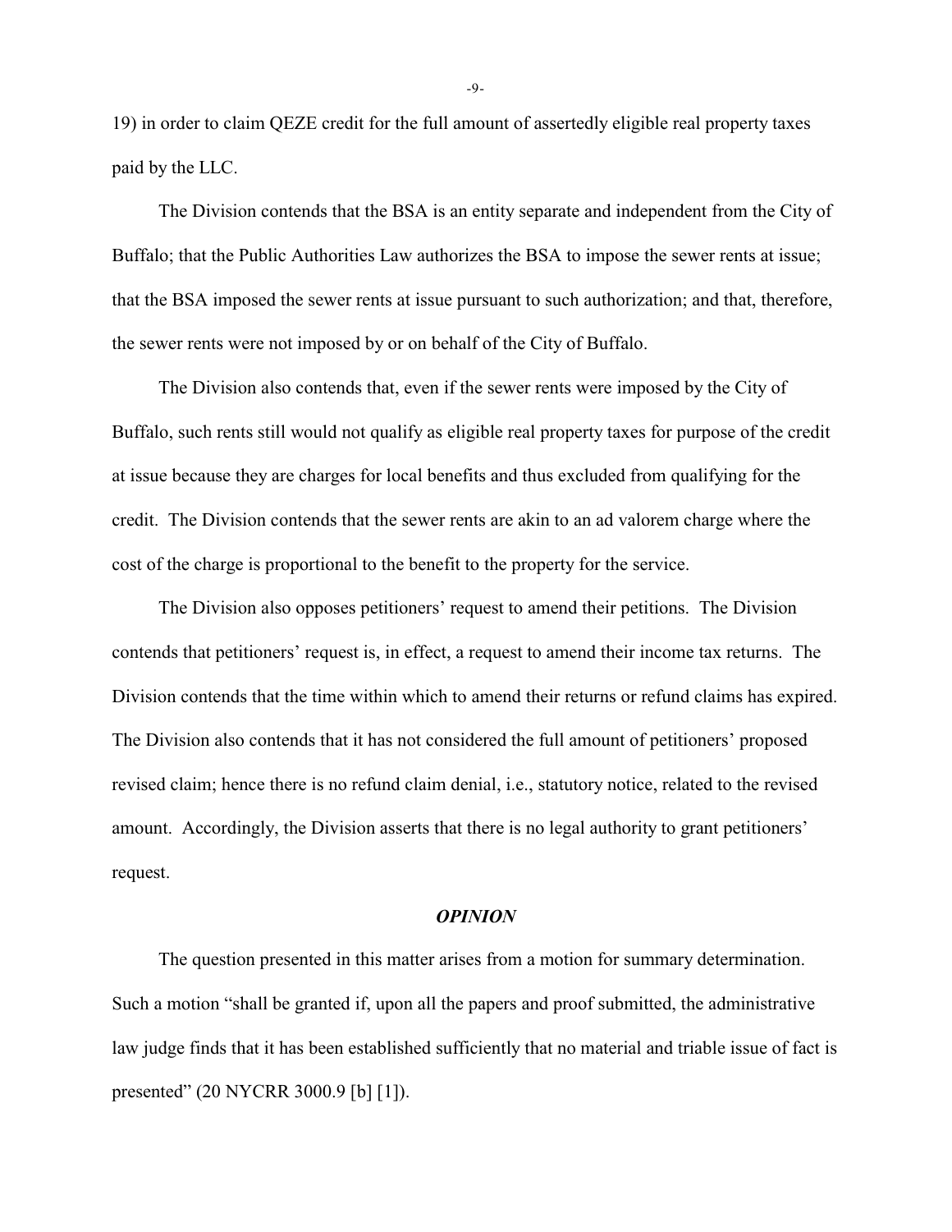19) in order to claim QEZE credit for the full amount of assertedly eligible real property taxes paid by the LLC.

The Division contends that the BSA is an entity separate and independent from the City of Buffalo; that the Public Authorities Law authorizes the BSA to impose the sewer rents at issue; that the BSA imposed the sewer rents at issue pursuant to such authorization; and that, therefore, the sewer rents were not imposed by or on behalf of the City of Buffalo.

The Division also contends that, even if the sewer rents were imposed by the City of Buffalo, such rents still would not qualify as eligible real property taxes for purpose of the credit at issue because they are charges for local benefits and thus excluded from qualifying for the credit. The Division contends that the sewer rents are akin to an ad valorem charge where the cost of the charge is proportional to the benefit to the property for the service.

The Division also opposes petitioners' request to amend their petitions. The Division contends that petitioners' request is, in effect, a request to amend their income tax returns. The Division contends that the time within which to amend their returns or refund claims has expired. The Division also contends that it has not considered the full amount of petitioners' proposed revised claim; hence there is no refund claim denial, i.e., statutory notice, related to the revised amount. Accordingly, the Division asserts that there is no legal authority to grant petitioners' request.

### *OPINION*

The question presented in this matter arises from a motion for summary determination. Such a motion "shall be granted if, upon all the papers and proof submitted, the administrative law judge finds that it has been established sufficiently that no material and triable issue of fact is presented" (20 NYCRR 3000.9 [b] [1]).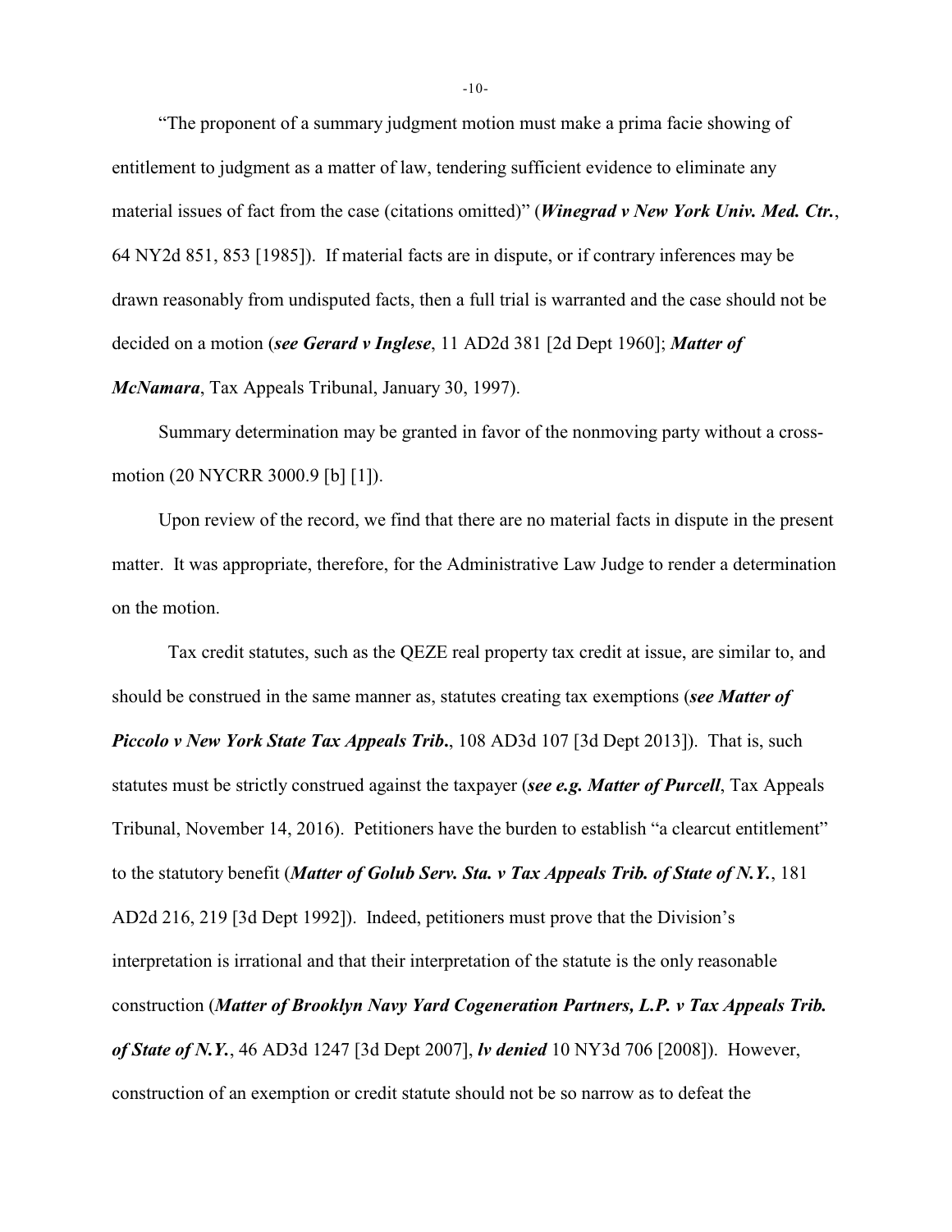"The proponent of a summary judgment motion must make a prima facie showing of entitlement to judgment as a matter of law, tendering sufficient evidence to eliminate any material issues of fact from the case (citations omitted)" (***Winegrad v New York Univ. Med. Ctr.***, 64 NY2d 851, 853 [1985]). If material facts are in dispute, or if contrary inferences may be drawn reasonably from undisputed facts, then a full trial is warranted and the case should not be decided on a motion (***see Gerard v Inglese***, 11 AD2d 381 [2d Dept 1960]; ***Matter of McNamara***, Tax Appeals Tribunal, January 30, 1997).

Summary determination may be granted in favor of the nonmoving party without a cross-motion (20 NYCRR 3000.9 [b] [1]).

Upon review of the record, we find that there are no material facts in dispute in the present matter. It was appropriate, therefore, for the Administrative Law Judge to render a determination on the motion.

Tax credit statutes, such as the QEZE real property tax credit at issue, are similar to, and should be construed in the same manner as, statutes creating tax exemptions (***see Matter of Piccolo v New York State Tax Appeals Trib.***, 108 AD3d 107 [3d Dept 2013]). That is, such statutes must be strictly construed against the taxpayer (***see e.g. Matter of Purcell***, Tax Appeals Tribunal, November 14, 2016). Petitioners have the burden to establish "a clearcut entitlement" to the statutory benefit (***Matter of Golub Serv. Sta. v Tax Appeals Trib. of State of N.Y.***, 181 AD2d 216, 219 [3d Dept 1992]). Indeed, petitioners must prove that the Division's interpretation is irrational and that their interpretation of the statute is the only reasonable construction (***Matter of Brooklyn Navy Yard Cogeneration Partners, L.P. v Tax Appeals Trib. of State of N.Y.***, 46 AD3d 1247 [3d Dept 2007], ***lv denied*** 10 NY3d 706 [2008]). However, construction of an exemption or credit statute should not be so narrow as to defeat the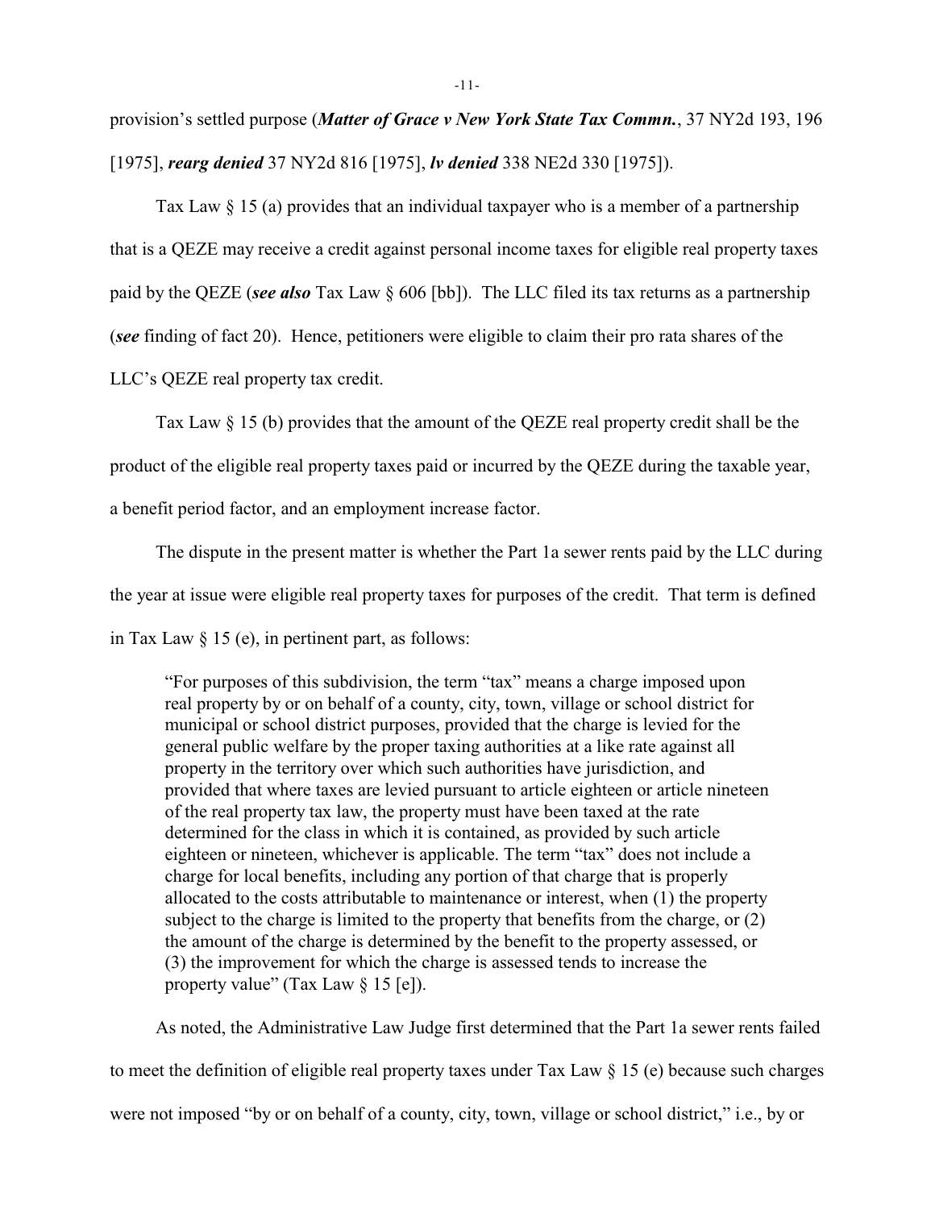provision's settled purpose (***Matter of Grace v New York State Tax Commn.***, 37 NY2d 193, 196 [1975], ***rearg denied*** 37 NY2d 816 [1975], ***lv denied*** 338 NE2d 330 [1975]).

Tax Law § 15 (a) provides that an individual taxpayer who is a member of a partnership that is a QEZE may receive a credit against personal income taxes for eligible real property taxes paid by the QEZE (***see also*** Tax Law § 606 [bb]). The LLC filed its tax returns as a partnership (***see*** finding of fact 20). Hence, petitioners were eligible to claim their pro rata shares of the LLC's QEZE real property tax credit.

Tax Law § 15 (b) provides that the amount of the QEZE real property credit shall be the product of the eligible real property taxes paid or incurred by the QEZE during the taxable year, a benefit period factor, and an employment increase factor.

The dispute in the present matter is whether the Part 1a sewer rents paid by the LLC during the year at issue were eligible real property taxes for purposes of the credit. That term is defined in Tax Law § 15 (e), in pertinent part, as follows:

> "For purposes of this subdivision, the term "tax" means a charge imposed upon real property by or on behalf of a county, city, town, village or school district for municipal or school district purposes, provided that the charge is levied for the general public welfare by the proper taxing authorities at a like rate against all property in the territory over which such authorities have jurisdiction, and provided that where taxes are levied pursuant to article eighteen or article nineteen of the real property tax law, the property must have been taxed at the rate determined for the class in which it is contained, as provided by such article eighteen or nineteen, whichever is applicable. The term "tax" does not include a charge for local benefits, including any portion of that charge that is properly allocated to the costs attributable to maintenance or interest, when (1) the property subject to the charge is limited to the property that benefits from the charge, or (2) the amount of the charge is determined by the benefit to the property assessed, or (3) the improvement for which the charge is assessed tends to increase the property value" (Tax Law § 15 [e]).

As noted, the Administrative Law Judge first determined that the Part 1a sewer rents failed to meet the definition of eligible real property taxes under Tax Law § 15 (e) because such charges were not imposed "by or on behalf of a county, city, town, village or school district," i.e., by or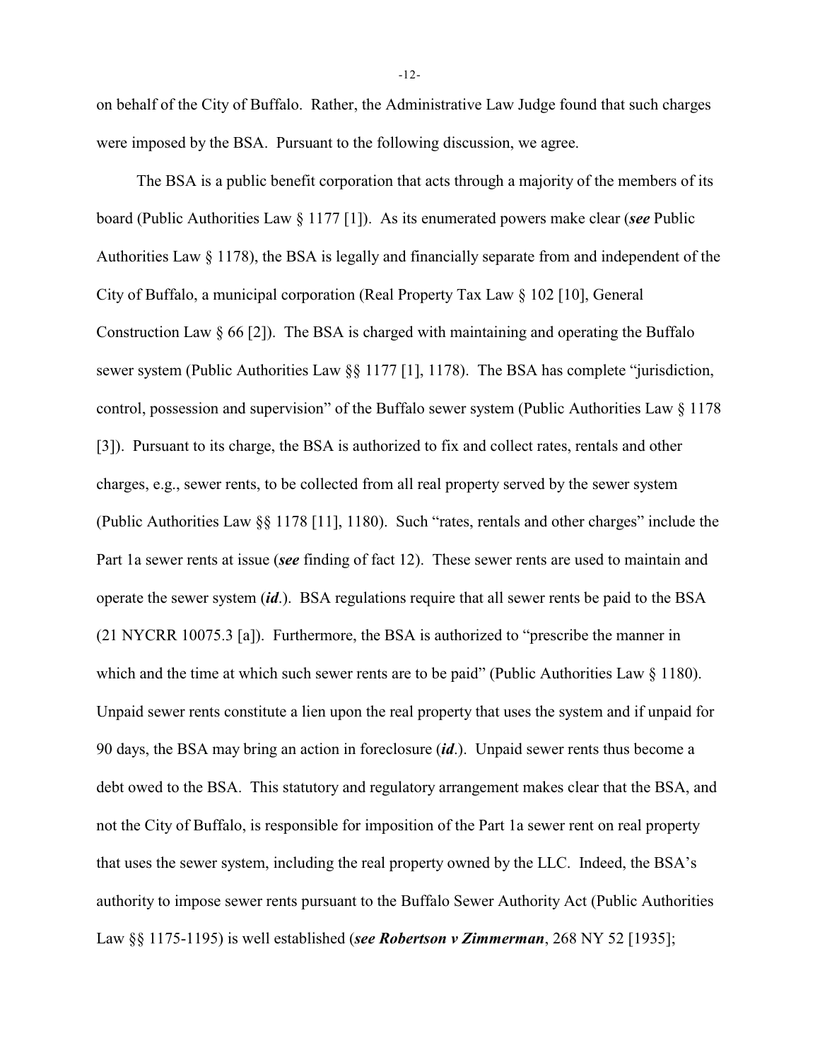on behalf of the City of Buffalo. Rather, the Administrative Law Judge found that such charges were imposed by the BSA. Pursuant to the following discussion, we agree.

The BSA is a public benefit corporation that acts through a majority of the members of its board (Public Authorities Law § 1177 [1]). As its enumerated powers make clear (***see*** Public Authorities Law § 1178), the BSA is legally and financially separate from and independent of the City of Buffalo, a municipal corporation (Real Property Tax Law § 102 [10], General Construction Law § 66 [2]). The BSA is charged with maintaining and operating the Buffalo sewer system (Public Authorities Law §§ 1177 [1], 1178). The BSA has complete "jurisdiction, control, possession and supervision" of the Buffalo sewer system (Public Authorities Law § 1178 [3]). Pursuant to its charge, the BSA is authorized to fix and collect rates, rentals and other charges, e.g., sewer rents, to be collected from all real property served by the sewer system (Public Authorities Law §§ 1178 [11], 1180). Such "rates, rentals and other charges" include the Part 1a sewer rents at issue (***see*** finding of fact 12). These sewer rents are used to maintain and operate the sewer system (***id***.). BSA regulations require that all sewer rents be paid to the BSA (21 NYCRR 10075.3 [a]). Furthermore, the BSA is authorized to "prescribe the manner in which and the time at which such sewer rents are to be paid" (Public Authorities Law § 1180). Unpaid sewer rents constitute a lien upon the real property that uses the system and if unpaid for 90 days, the BSA may bring an action in foreclosure (***id***.). Unpaid sewer rents thus become a debt owed to the BSA. This statutory and regulatory arrangement makes clear that the BSA, and not the City of Buffalo, is responsible for imposition of the Part 1a sewer rent on real property that uses the sewer system, including the real property owned by the LLC. Indeed, the BSA's authority to impose sewer rents pursuant to the Buffalo Sewer Authority Act (Public Authorities Law §§ 1175-1195) is well established (***see Robertson v Zimmerman***, 268 NY 52 [1935];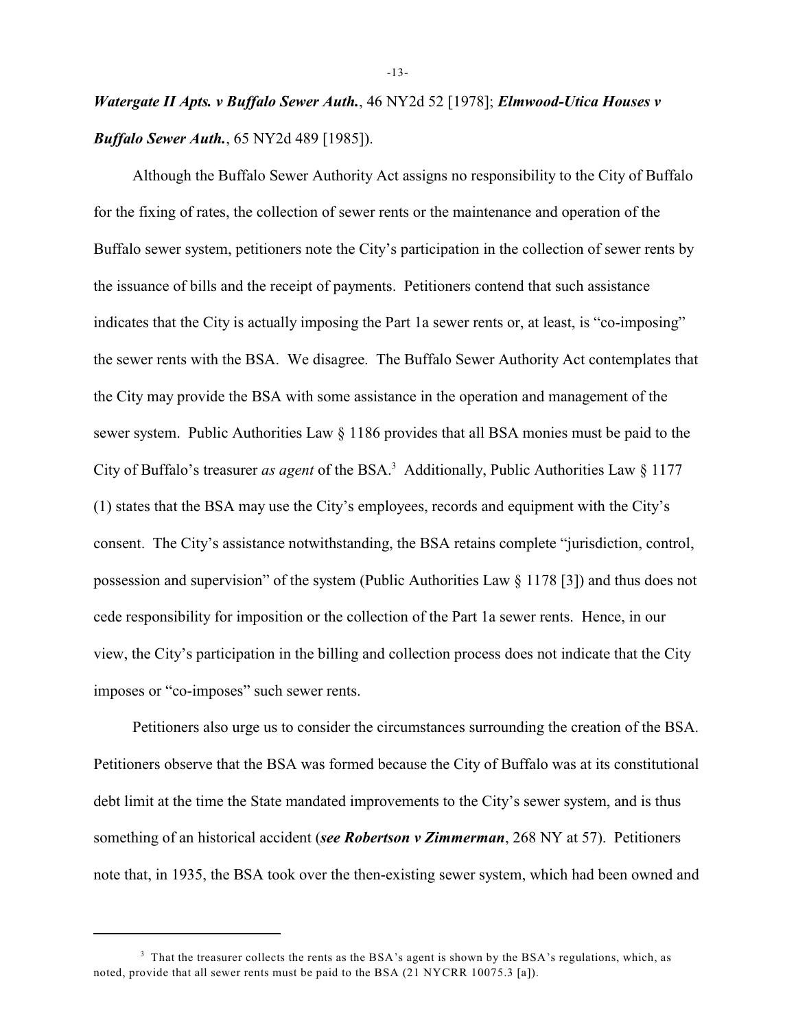***Watergate II Apts. v Buffalo Sewer Auth.***, 46 NY2d 52 [1978]; ***Elmwood-Utica Houses v Buffalo Sewer Auth.***, 65 NY2d 489 [1985]).

Although the Buffalo Sewer Authority Act assigns no responsibility to the City of Buffalo for the fixing of rates, the collection of sewer rents or the maintenance and operation of the Buffalo sewer system, petitioners note the City's participation in the collection of sewer rents by the issuance of bills and the receipt of payments. Petitioners contend that such assistance indicates that the City is actually imposing the Part 1a sewer rents or, at least, is "co-imposing" the sewer rents with the BSA. We disagree. The Buffalo Sewer Authority Act contemplates that the City may provide the BSA with some assistance in the operation and management of the sewer system. Public Authorities Law § 1186 provides that all BSA monies must be paid to the City of Buffalo's treasurer *as agent* of the BSA.[3] Additionally, Public Authorities Law § 1177 (1) states that the BSA may use the City's employees, records and equipment with the City's consent. The City's assistance notwithstanding, the BSA retains complete "jurisdiction, control, possession and supervision" of the system (Public Authorities Law § 1178 [3]) and thus does not cede responsibility for imposition or the collection of the Part 1a sewer rents. Hence, in our view, the City's participation in the billing and collection process does not indicate that the City imposes or "co-imposes" such sewer rents.

Petitioners also urge us to consider the circumstances surrounding the creation of the BSA. Petitioners observe that the BSA was formed because the City of Buffalo was at its constitutional debt limit at the time the State mandated improvements to the City's sewer system, and is thus something of an historical accident (***see Robertson v Zimmerman***, 268 NY at 57). Petitioners note that, in 1935, the BSA took over the then-existing sewer system, which had been owned and

---

[3] That the treasurer collects the rents as the BSA's agent is shown by the BSA's regulations, which, as noted, provide that all sewer rents must be paid to the BSA (21 NYCRR 10075.3 [a]).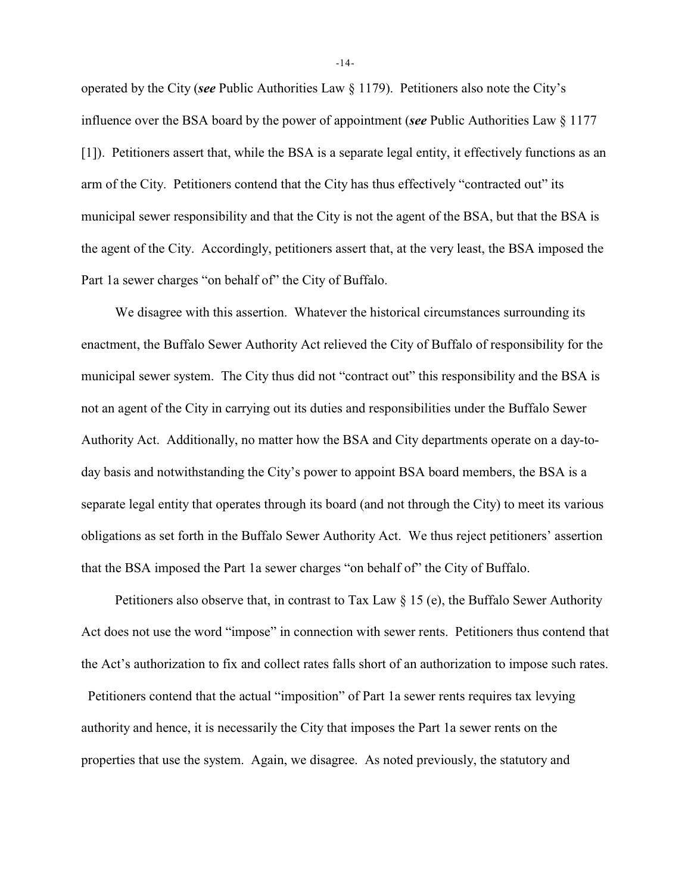operated by the City (***see*** Public Authorities Law § 1179). Petitioners also note the City's influence over the BSA board by the power of appointment (***see*** Public Authorities Law § 1177 [1]). Petitioners assert that, while the BSA is a separate legal entity, it effectively functions as an arm of the City. Petitioners contend that the City has thus effectively "contracted out" its municipal sewer responsibility and that the City is not the agent of the BSA, but that the BSA is the agent of the City. Accordingly, petitioners assert that, at the very least, the BSA imposed the Part 1a sewer charges "on behalf of" the City of Buffalo.

We disagree with this assertion. Whatever the historical circumstances surrounding its enactment, the Buffalo Sewer Authority Act relieved the City of Buffalo of responsibility for the municipal sewer system. The City thus did not "contract out" this responsibility and the BSA is not an agent of the City in carrying out its duties and responsibilities under the Buffalo Sewer Authority Act. Additionally, no matter how the BSA and City departments operate on a day-to-day basis and notwithstanding the City's power to appoint BSA board members, the BSA is a separate legal entity that operates through its board (and not through the City) to meet its various obligations as set forth in the Buffalo Sewer Authority Act. We thus reject petitioners' assertion that the BSA imposed the Part 1a sewer charges "on behalf of" the City of Buffalo.

Petitioners also observe that, in contrast to Tax Law § 15 (e), the Buffalo Sewer Authority Act does not use the word "impose" in connection with sewer rents. Petitioners thus contend that the Act's authorization to fix and collect rates falls short of an authorization to impose such rates. Petitioners contend that the actual "imposition" of Part 1a sewer rents requires tax levying authority and hence, it is necessarily the City that imposes the Part 1a sewer rents on the properties that use the system. Again, we disagree. As noted previously, the statutory and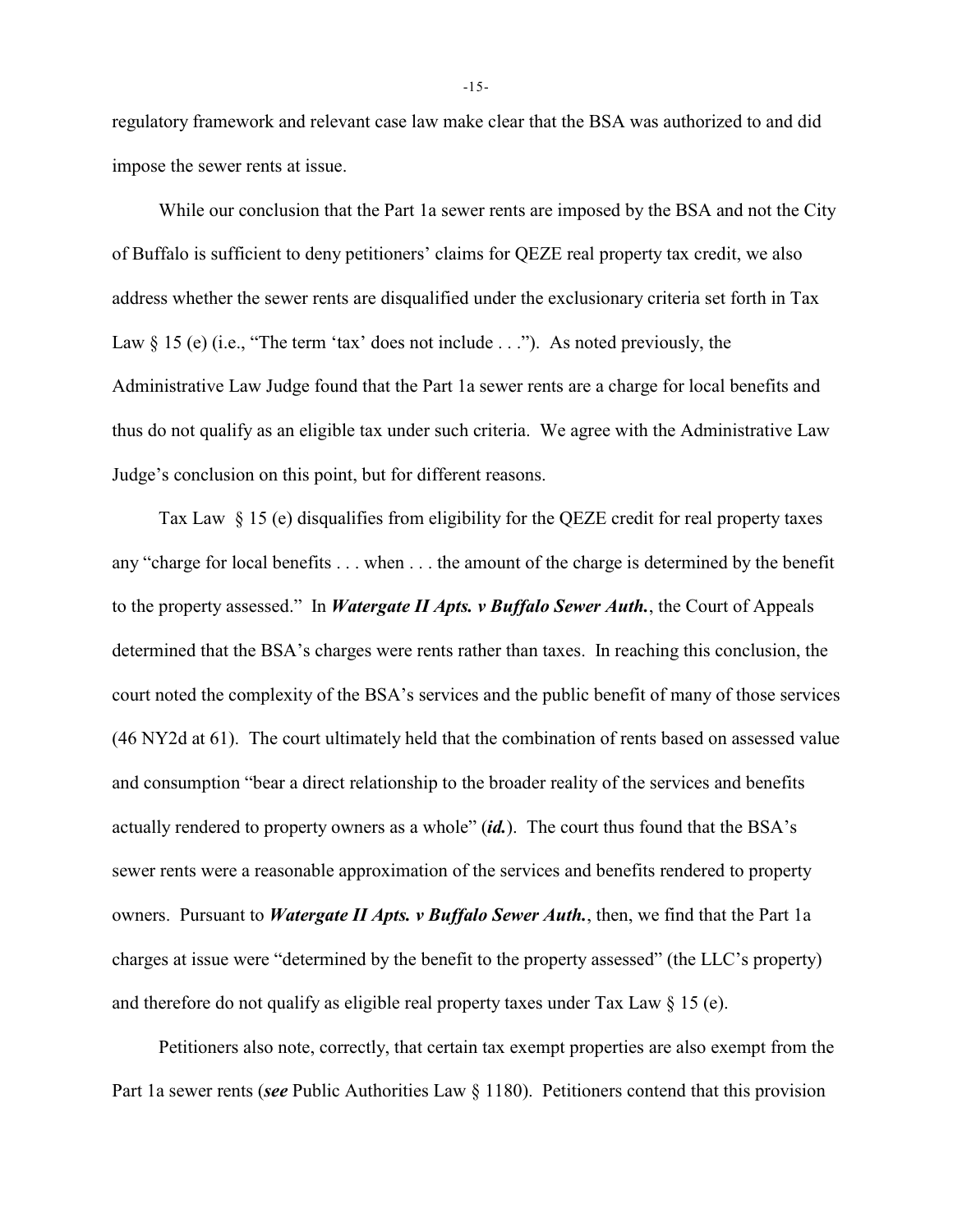regulatory framework and relevant case law make clear that the BSA was authorized to and did impose the sewer rents at issue.

While our conclusion that the Part 1a sewer rents are imposed by the BSA and not the City of Buffalo is sufficient to deny petitioners' claims for QEZE real property tax credit, we also address whether the sewer rents are disqualified under the exclusionary criteria set forth in Tax Law § 15 (e) (i.e., "The term 'tax' does not include . . ."). As noted previously, the Administrative Law Judge found that the Part 1a sewer rents are a charge for local benefits and thus do not qualify as an eligible tax under such criteria. We agree with the Administrative Law Judge's conclusion on this point, but for different reasons.

Tax Law § 15 (e) disqualifies from eligibility for the QEZE credit for real property taxes any "charge for local benefits . . . when . . . the amount of the charge is determined by the benefit to the property assessed." In ***Watergate II Apts. v Buffalo Sewer Auth.***, the Court of Appeals determined that the BSA's charges were rents rather than taxes. In reaching this conclusion, the court noted the complexity of the BSA's services and the public benefit of many of those services (46 NY2d at 61). The court ultimately held that the combination of rents based on assessed value and consumption "bear a direct relationship to the broader reality of the services and benefits actually rendered to property owners as a whole" (***id.***). The court thus found that the BSA's sewer rents were a reasonable approximation of the services and benefits rendered to property owners. Pursuant to ***Watergate II Apts. v Buffalo Sewer Auth.***, then, we find that the Part 1a charges at issue were "determined by the benefit to the property assessed" (the LLC's property) and therefore do not qualify as eligible real property taxes under Tax Law § 15 (e).

Petitioners also note, correctly, that certain tax exempt properties are also exempt from the Part 1a sewer rents (***see*** Public Authorities Law § 1180). Petitioners contend that this provision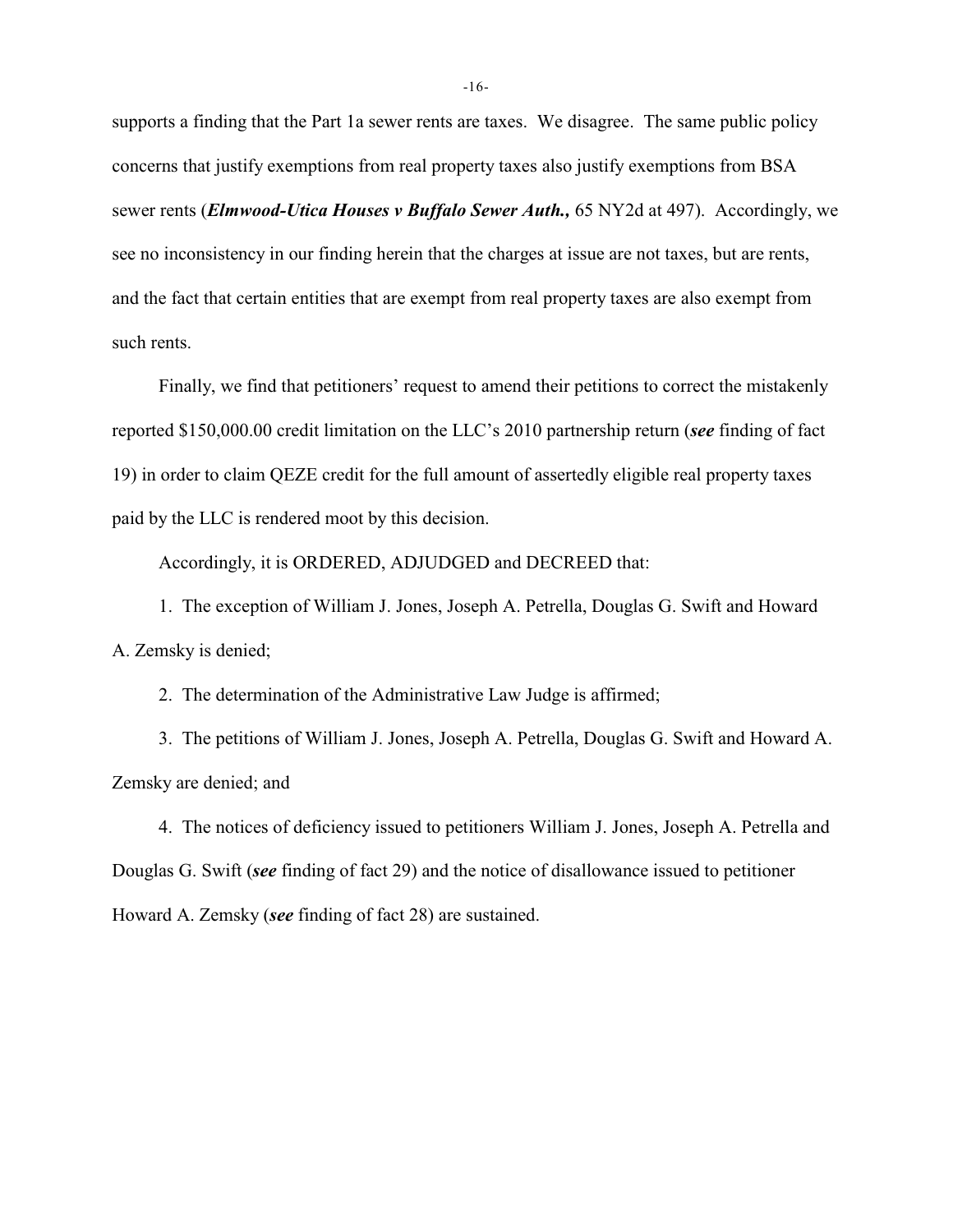supports a finding that the Part 1a sewer rents are taxes. We disagree. The same public policy concerns that justify exemptions from real property taxes also justify exemptions from BSA sewer rents (***Elmwood-Utica Houses v Buffalo Sewer Auth.,*** 65 NY2d at 497). Accordingly, we see no inconsistency in our finding herein that the charges at issue are not taxes, but are rents, and the fact that certain entities that are exempt from real property taxes are also exempt from such rents.

Finally, we find that petitioners' request to amend their petitions to correct the mistakenly reported $150,000.00 credit limitation on the LLC's 2010 partnership return (***see*** finding of fact 19) in order to claim QEZE credit for the full amount of assertedly eligible real property taxes paid by the LLC is rendered moot by this decision.

Accordingly, it is ORDERED, ADJUDGED and DECREED that:

1. The exception of William J. Jones, Joseph A. Petrella, Douglas G. Swift and Howard A. Zemsky is denied;

2. The determination of the Administrative Law Judge is affirmed;

3. The petitions of William J. Jones, Joseph A. Petrella, Douglas G. Swift and Howard A. Zemsky are denied; and

4. The notices of deficiency issued to petitioners William J. Jones, Joseph A. Petrella and Douglas G. Swift (***see*** finding of fact 29) and the notice of disallowance issued to petitioner Howard A. Zemsky (***see*** finding of fact 28) are sustained.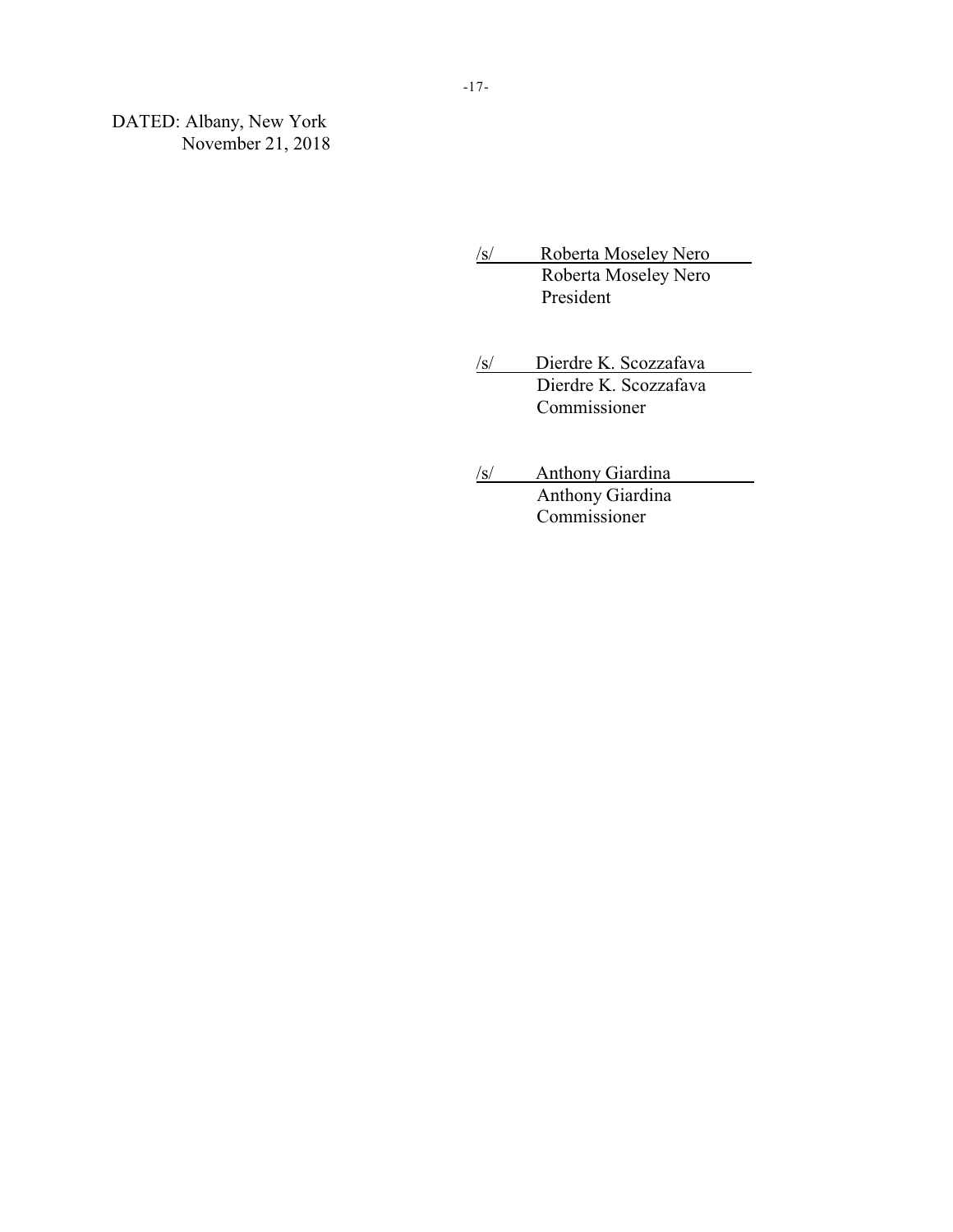DATED: Albany, New York
November 21, 2018

/s/ Roberta Moseley Nero
Roberta Moseley Nero
President

/s/ Dierdre K. Scozzafava
Dierdre K. Scozzafava
Commissioner

/s/ Anthony Giardina
Anthony Giardina
Commissioner